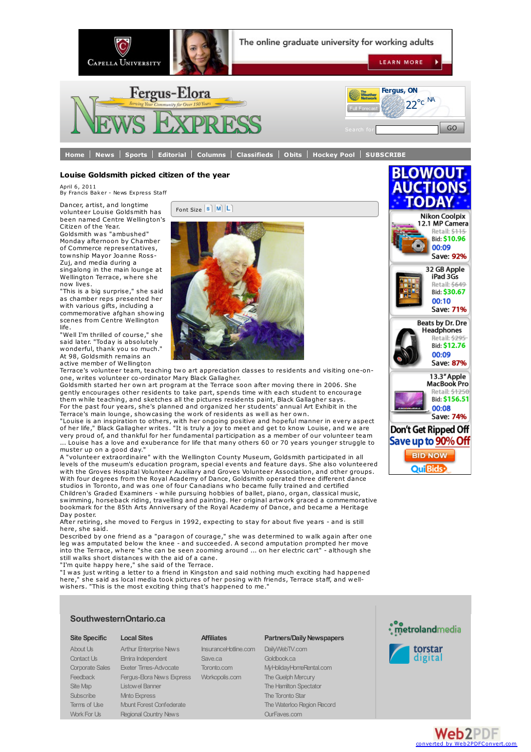# Louise Goldsmith picked citizen of the year

April 6, 2011
By Francis Baker - News Express Staff

Dancer, artist, and longtime volunteer Louise Goldsmith has been named Centre Wellington's Citizen of the Year.

Goldsmith was "ambushed" Monday afternoon by Chamber of Commerce representatives, township Mayor Joanne Ross-Zuj, and media during a singalong in the main lounge at Wellington Terrace, where she now lives.

"This is a big surprise," she said as chamber reps presented her with various gifts, including a commemorative afghan showing scenes from Centre Wellington life.

"Well I'm thrilled of course," she said later. "Today is absolutely wonderful, thank you so much."

At 98, Goldsmith remains an active member of Wellington Terrace's volunteer team, teaching two art appreciation classes to residents and visiting one-on-one, writes volunteer co-ordinator Mary Black Gallagher.

Goldsmith started her own art program at the Terrace soon after moving there in 2006. She gently encourages other residents to take part, spends time with each student to encourage them while teaching, and sketches all the pictures residents paint, Black Gallagher says.

For the past four years, she's planned and organized her students' annual Art Exhibit in the Terrace's main lounge, showcasing the work of residents as well as her own.

"Louise is an inspiration to others, with her ongoing positive and hopeful manner in every aspect of her life," Black Gallagher writes. "It is truly a joy to meet and get to know Louise, and we are very proud of, and thankful for her fundamental participation as a member of our volunteer team ... Louise has a love and exuberance for life that many others 60 or 70 years younger struggle to muster up on a good day."

A "volunteer extraordinaire" with the Wellington County Museum, Goldsmith participated in all levels of the museum's education program, special events and feature days. She also volunteered with the Groves Hospital Volunteer Auxiliary and Groves Volunteer Association, and other groups.

With four degrees from the Royal Academy of Dance, Goldsmith operated three different dance studios in Toronto, and was one of four Canadians who became fully trained and certified Children's Graded Examiners - while pursuing hobbies of ballet, piano, organ, classical music, swimming, horseback riding, travelling and painting. Her original artwork graced a commemorative bookmark for the 85th Arts Anniversary of the Royal Academy of Dance, and became a Heritage Day poster.

After retiring, she moved to Fergus in 1992, expecting to stay for about five years - and is still here, she said.

Described by one friend as a "paragon of courage," she was determined to walk again after one leg was amputated below the knee - and succeeded. A second amputation prompted her move into the Terrace, where "she can be seen zooming around ... on her electric cart" - although she still walks short distances with the aid of a cane.

"I'm quite happy here," she said of the Terrace.

"I was just writing a letter to a friend in Kingston and said nothing much exciting had happened here," she said as local media took pictures of her posing with friends, Terrace staff, and well-wishers. "This is the most exciting thing that's happened to me."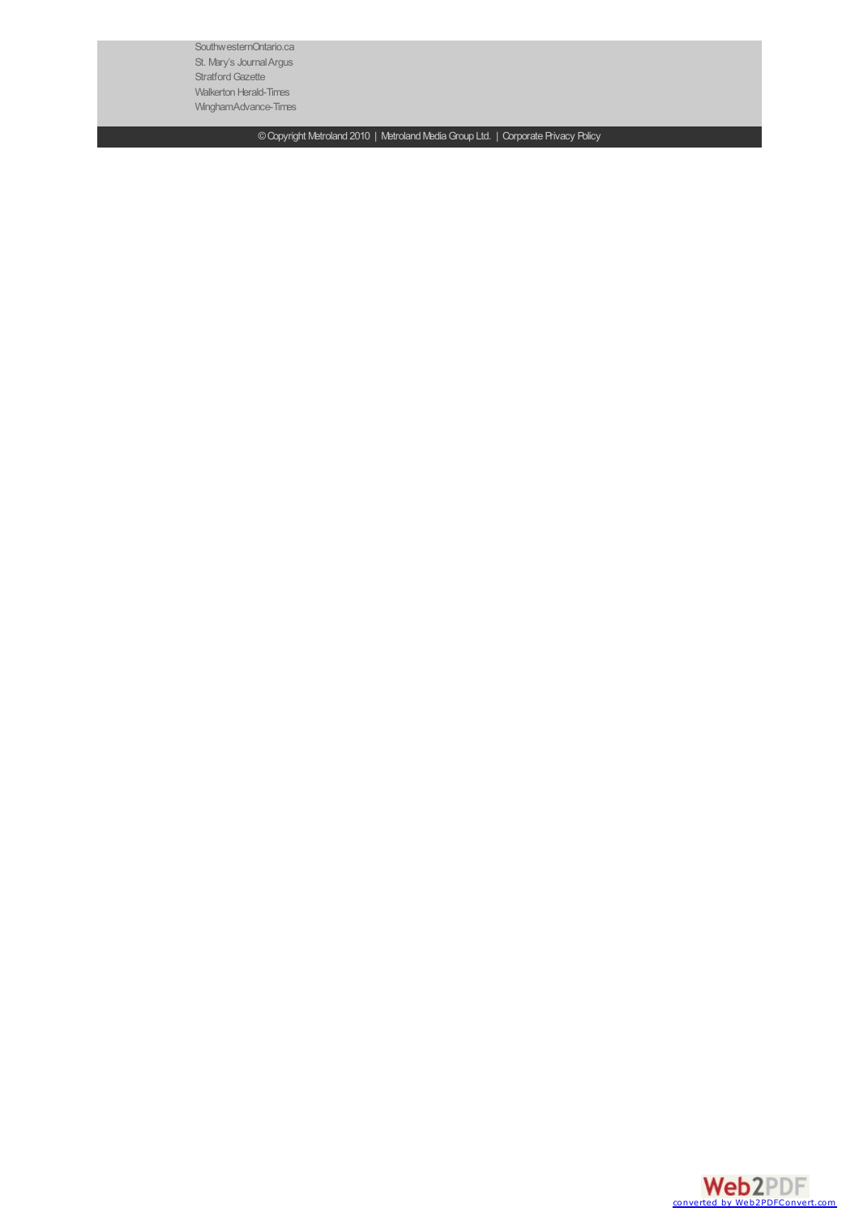SouthwesternOntario.ca
St. Mary's Journal Argus
Stratford Gazette
Walkerton Herald-Times
Wingham Advance-Times

© Copyright Metroland 2010 | Metroland Media Group Ltd. | Corporate Privacy Policy